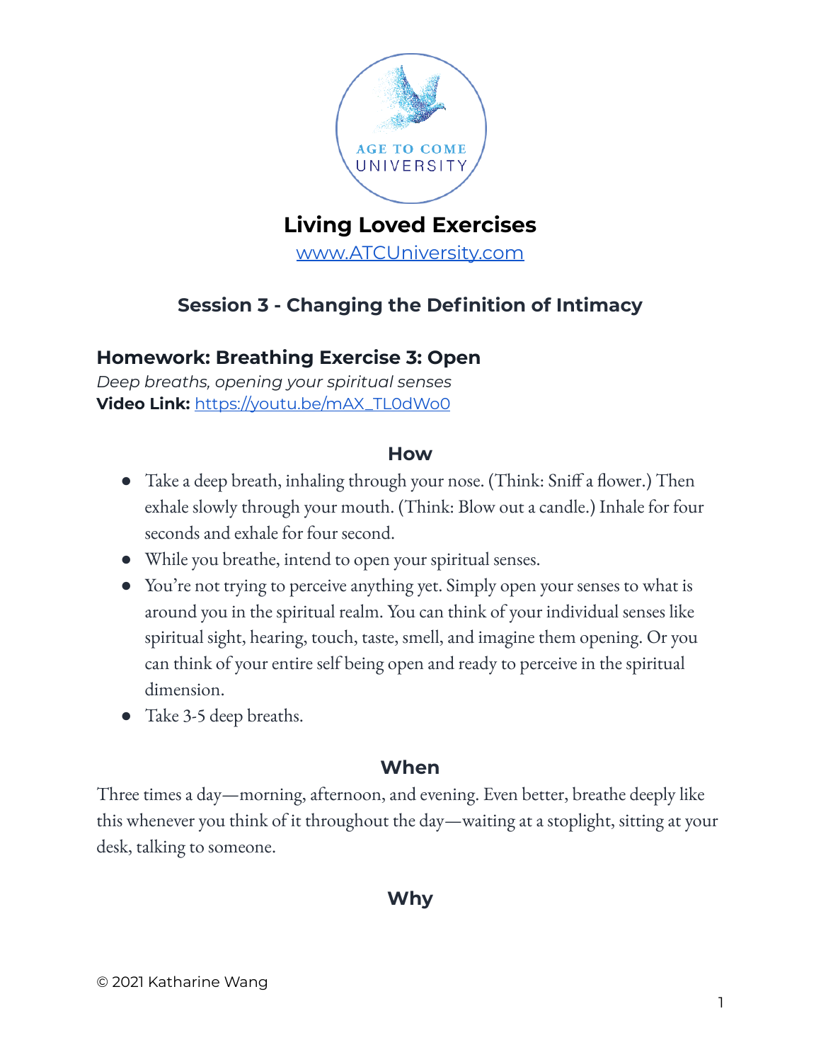AGE TO COME UNIVERSITY

# Living Loved Exercises

[www.ATCUniversity.com](http://www.ATCUniversity.com)

## Session 3 - Changing the Definition of Intimacy

### Homework: Breathing Exercise 3: Open

*Deep breaths, opening your spiritual senses*

**Video Link:** [https://youtu.be/mAX_TL0dWo0](https://youtu.be/mAX_TL0dWo0)

#### How

- Take a deep breath, inhaling through your nose. (Think: Sniff a flower.) Then exhale slowly through your mouth. (Think: Blow out a candle.) Inhale for four seconds and exhale for four second.
- While you breathe, intend to open your spiritual senses.
- You're not trying to perceive anything yet. Simply open your senses to what is around you in the spiritual realm. You can think of your individual senses like spiritual sight, hearing, touch, taste, smell, and imagine them opening. Or you can think of your entire self being open and ready to perceive in the spiritual dimension.
- Take 3-5 deep breaths.

#### When

Three times a day—morning, afternoon, and evening. Even better, breathe deeply like this whenever you think of it throughout the day—waiting at a stoplight, sitting at your desk, talking to someone.

#### Why

© 2021 Katharine Wang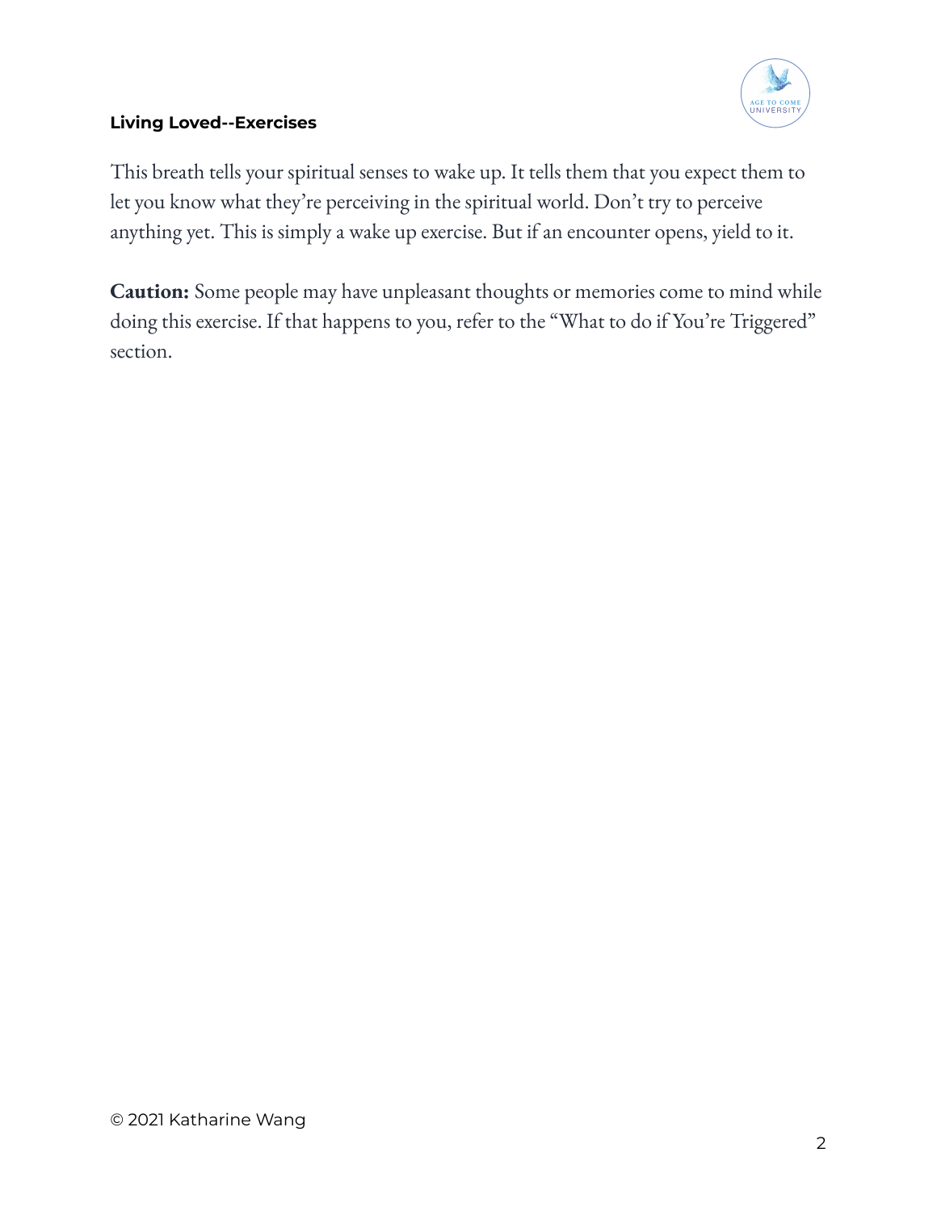This breath tells your spiritual senses to wake up. It tells them that you expect them to let you know what they're perceiving in the spiritual world. Don't try to perceive anything yet. This is simply a wake up exercise. But if an encounter opens, yield to it.

**Caution:** Some people may have unpleasant thoughts or memories come to mind while doing this exercise. If that happens to you, refer to the "What to do if You're Triggered" section.